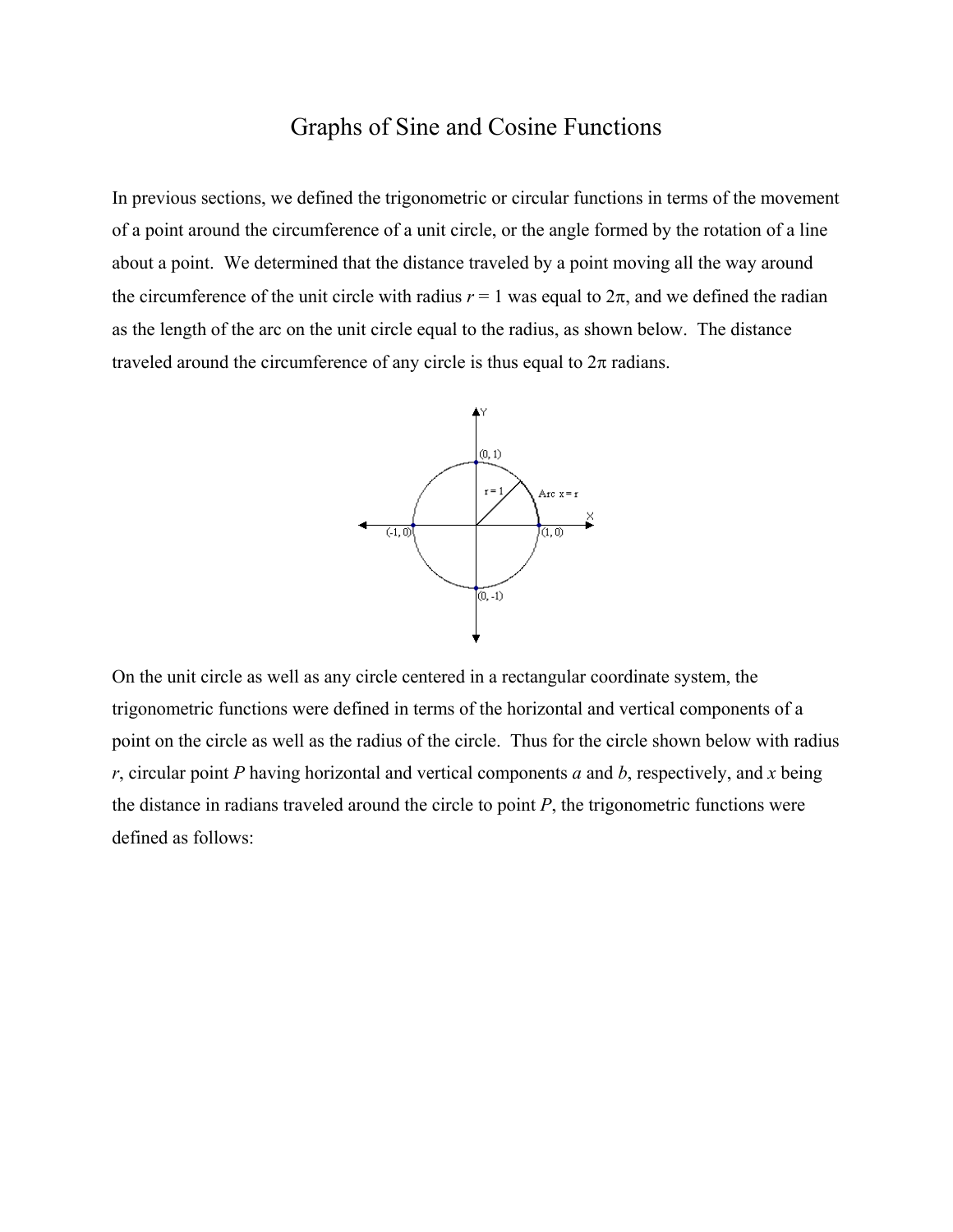# Graphs of Sine and Cosine Functions

In previous sections, we defined the trigonometric or circular functions in terms of the movement of a point around the circumference of a unit circle, or the angle formed by the rotation of a line about a point. We determined that the distance traveled by a point moving all the way around the circumference of the unit circle with radius $r = 1$ was equal to $2\pi$, and we defined the radian as the length of the arc on the unit circle equal to the radius, as shown below. The distance traveled around the circumference of any circle is thus equal to $2\pi$ radians.

On the unit circle as well as any circle centered in a rectangular coordinate system, the trigonometric functions were defined in terms of the horizontal and vertical components of a point on the circle as well as the radius of the circle. Thus for the circle shown below with radius $r$, circular point $P$ having horizontal and vertical components $a$ and $b$, respectively, and $x$ being the distance in radians traveled around the circle to point $P$, the trigonometric functions were defined as follows: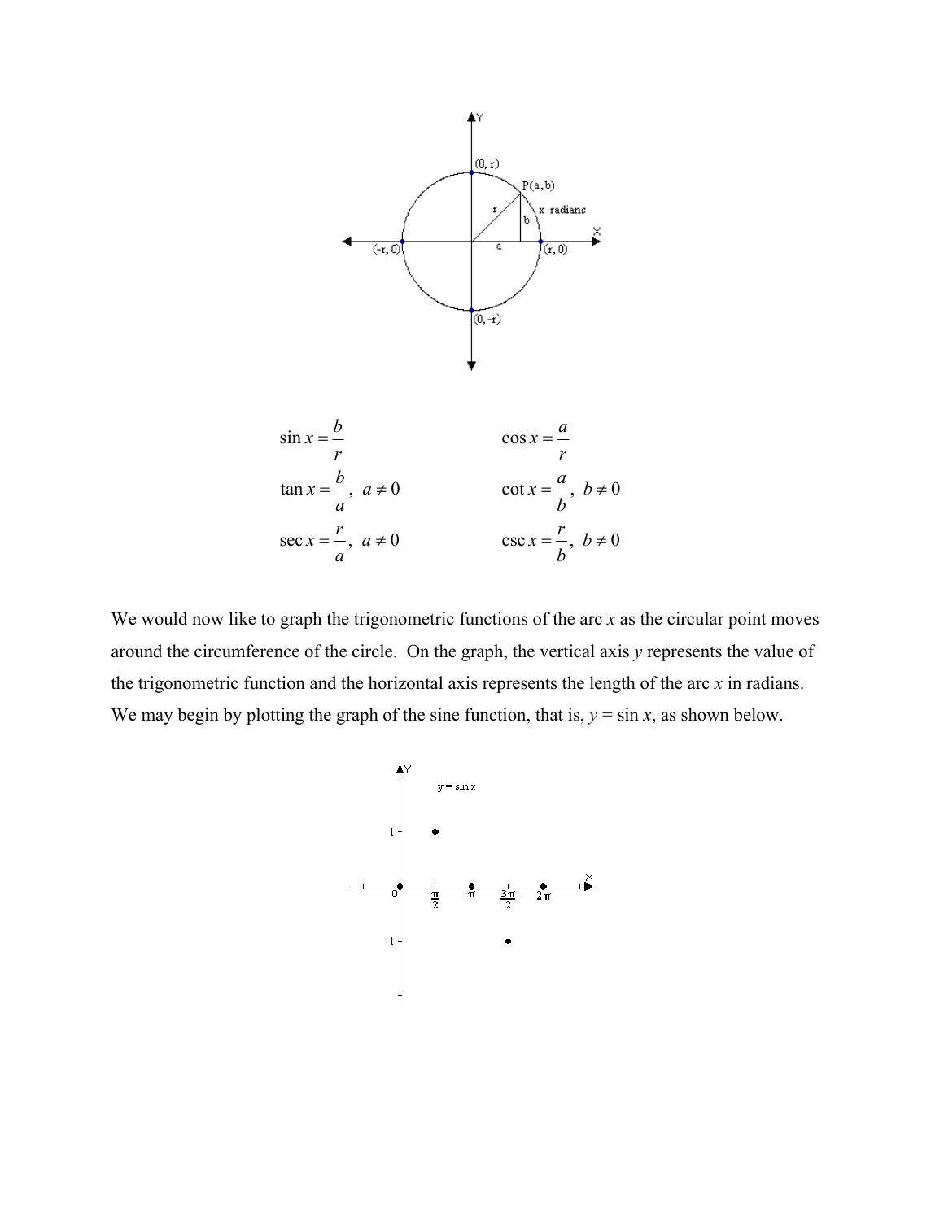$$\sin x = \frac{b}{r} \qquad \cos x = \frac{a}{r}$$

$$\tan x = \frac{b}{a},\ a \neq 0 \qquad \cot x = \frac{a}{b},\ b \neq 0$$

$$\sec x = \frac{r}{a},\ a \neq 0 \qquad \csc x = \frac{r}{b},\ b \neq 0$$

We would now like to graph the trigonometric functions of the arc $x$ as the circular point moves around the circumference of the circle. On the graph, the vertical axis $y$ represents the value of the trigonometric function and the horizontal axis represents the length of the arc $x$ in radians. We may begin by plotting the graph of the sine function, that is, $y = \sin x$, as shown below.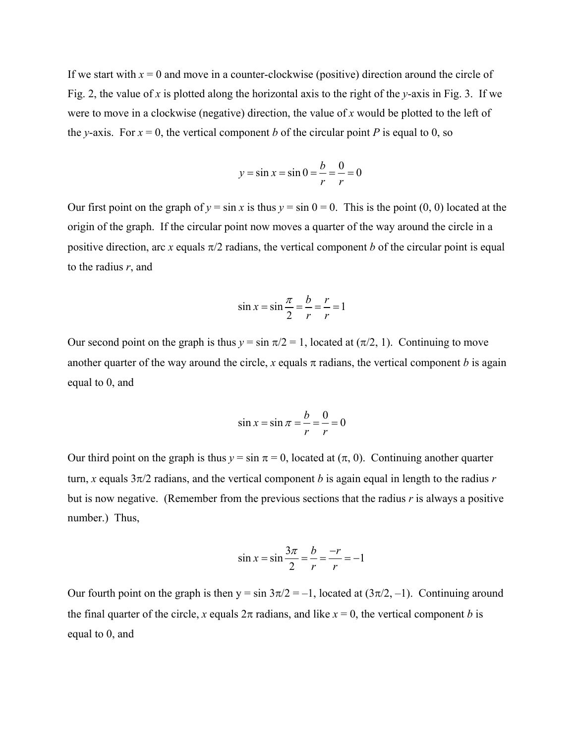If we start with $x = 0$ and move in a counter-clockwise (positive) direction around the circle of Fig. 2, the value of $x$ is plotted along the horizontal axis to the right of the $y$-axis in Fig. 3. If we were to move in a clockwise (negative) direction, the value of $x$ would be plotted to the left of the $y$-axis. For $x = 0$, the vertical component $b$ of the circular point $P$ is equal to 0, so

$$y = \sin x = \sin 0 = \frac{b}{r} = \frac{0}{r} = 0$$

Our first point on the graph of $y = \sin x$ is thus $y = \sin 0 = 0$. This is the point (0, 0) located at the origin of the graph. If the circular point now moves a quarter of the way around the circle in a positive direction, arc $x$ equals $\pi/2$ radians, the vertical component $b$ of the circular point is equal to the radius $r$, and

$$\sin x = \sin\frac{\pi}{2} = \frac{b}{r} = \frac{r}{r} = 1$$

Our second point on the graph is thus $y = \sin \pi/2 = 1$, located at $(\pi/2, 1)$. Continuing to move another quarter of the way around the circle, $x$ equals $\pi$ radians, the vertical component $b$ is again equal to 0, and

$$\sin x = \sin\pi = \frac{b}{r} = \frac{0}{r} = 0$$

Our third point on the graph is thus $y = \sin \pi = 0$, located at $(\pi, 0)$. Continuing another quarter turn, $x$ equals $3\pi/2$ radians, and the vertical component $b$ is again equal in length to the radius $r$ but is now negative. (Remember from the previous sections that the radius $r$ is always a positive number.) Thus,

$$\sin x = \sin\frac{3\pi}{2} = \frac{b}{r} = \frac{-r}{r} = -1$$

Our fourth point on the graph is then $y = \sin 3\pi/2 = -1$, located at $(3\pi/2, -1)$. Continuing around the final quarter of the circle, $x$ equals $2\pi$ radians, and like $x = 0$, the vertical component $b$ is equal to 0, and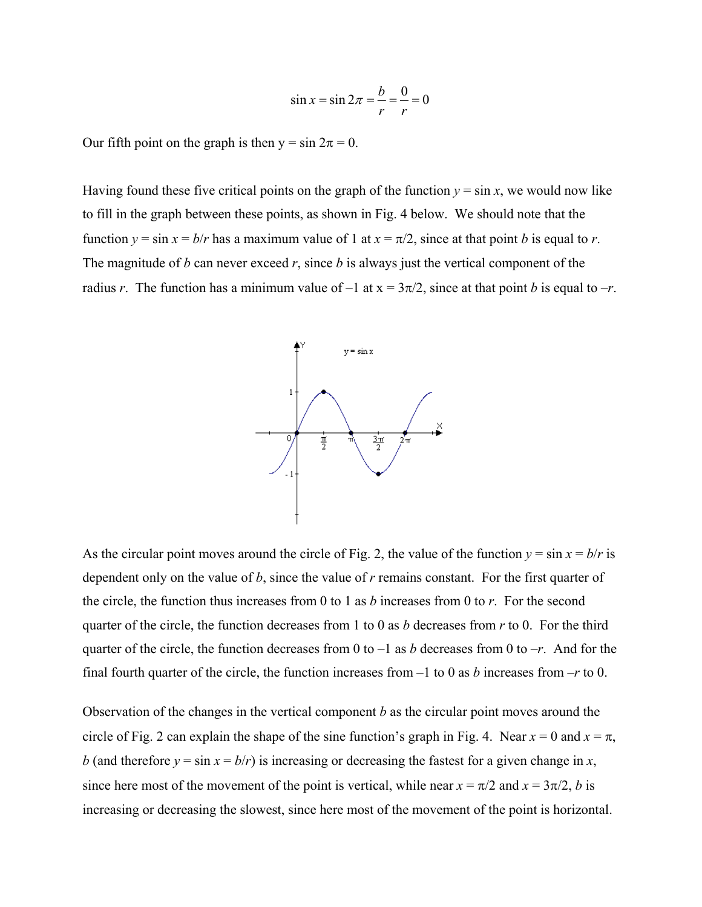$$\sin x = \sin 2\pi = \frac{b}{r} = \frac{0}{r} = 0$$

Our fifth point on the graph is then y = sin 2π = 0.

Having found these five critical points on the graph of the function $y = \sin x$, we would now like to fill in the graph between these points, as shown in Fig. 4 below. We should note that the function $y = \sin x = b/r$ has a maximum value of 1 at $x = \pi/2$, since at that point $b$ is equal to $r$. The magnitude of $b$ can never exceed $r$, since $b$ is always just the vertical component of the radius $r$. The function has a minimum value of –1 at x = 3π/2, since at that point $b$ is equal to $-r$.

As the circular point moves around the circle of Fig. 2, the value of the function $y = \sin x = b/r$ is dependent only on the value of $b$, since the value of $r$ remains constant. For the first quarter of the circle, the function thus increases from 0 to 1 as $b$ increases from 0 to $r$. For the second quarter of the circle, the function decreases from 1 to 0 as $b$ decreases from $r$ to 0. For the third quarter of the circle, the function decreases from 0 to –1 as $b$ decreases from 0 to $-r$. And for the final fourth quarter of the circle, the function increases from –1 to 0 as $b$ increases from $-r$ to 0.

Observation of the changes in the vertical component $b$ as the circular point moves around the circle of Fig. 2 can explain the shape of the sine function's graph in Fig. 4. Near $x = 0$ and $x = \pi$, $b$ (and therefore $y = \sin x = b/r$) is increasing or decreasing the fastest for a given change in $x$, since here most of the movement of the point is vertical, while near $x = \pi/2$ and $x = 3\pi/2$, $b$ is increasing or decreasing the slowest, since here most of the movement of the point is horizontal.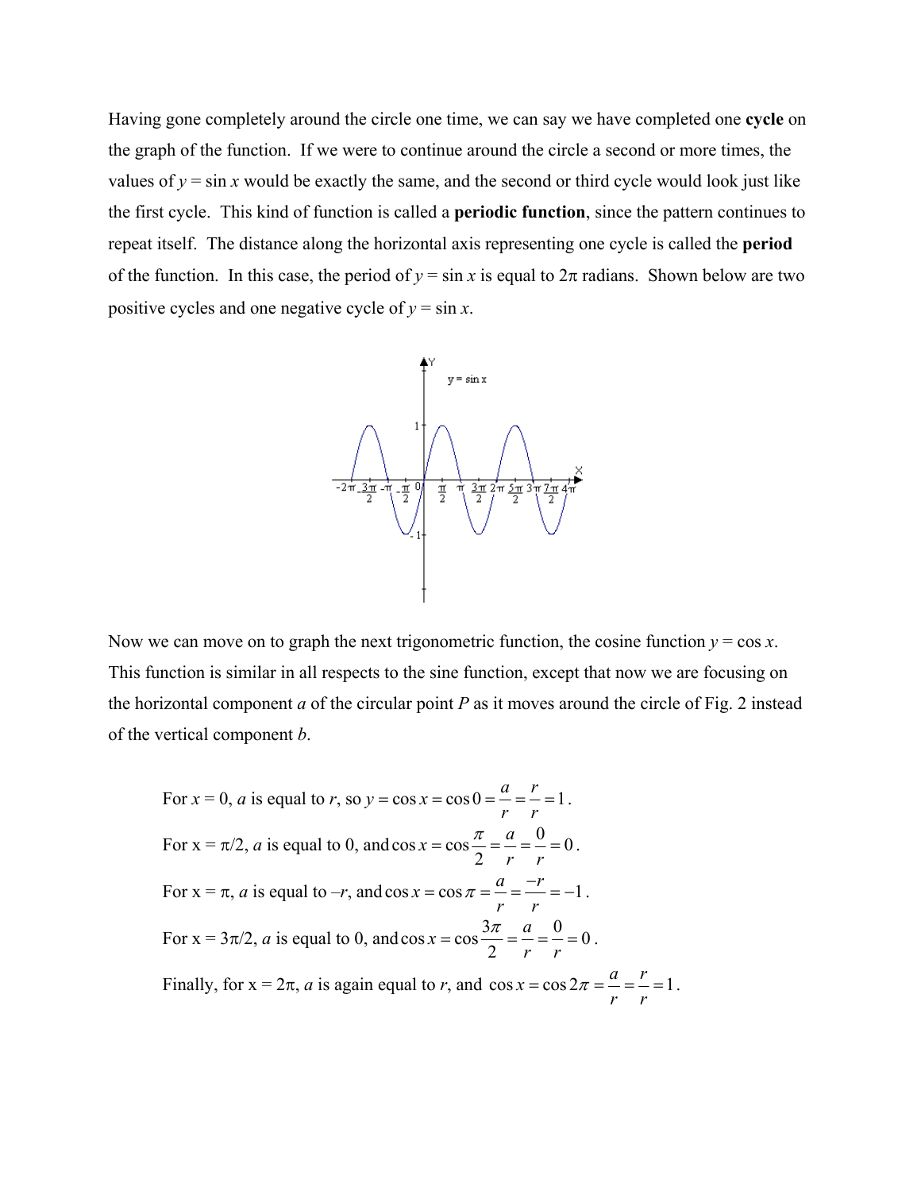Having gone completely around the circle one time, we can say we have completed one **cycle** on the graph of the function. If we were to continue around the circle a second or more times, the values of $y = \sin x$ would be exactly the same, and the second or third cycle would look just like the first cycle. This kind of function is called a **periodic function**, since the pattern continues to repeat itself. The distance along the horizontal axis representing one cycle is called the **period** of the function. In this case, the period of $y = \sin x$ is equal to $2\pi$ radians. Shown below are two positive cycles and one negative cycle of $y = \sin x$.

Now we can move on to graph the next trigonometric function, the cosine function $y = \cos x$. This function is similar in all respects to the sine function, except that now we are focusing on the horizontal component $a$ of the circular point $P$ as it moves around the circle of Fig. 2 instead of the vertical component $b$.

For $x = 0$, $a$ is equal to $r$, so $y = \cos x = \cos 0 = \dfrac{a}{r} = \dfrac{r}{r} = 1$.

For $x = \pi/2$, $a$ is equal to 0, and $\cos x = \cos\dfrac{\pi}{2} = \dfrac{a}{r} = \dfrac{0}{r} = 0$.

For $x = \pi$, $a$ is equal to $-r$, and $\cos x = \cos \pi = \dfrac{a}{r} = \dfrac{-r}{r} = -1$.

For $x = 3\pi/2$, $a$ is equal to 0, and $\cos x = \cos\dfrac{3\pi}{2} = \dfrac{a}{r} = \dfrac{0}{r} = 0$.

Finally, for $x = 2\pi$, $a$ is again equal to $r$, and $\cos x = \cos 2\pi = \dfrac{a}{r} = \dfrac{r}{r} = 1$.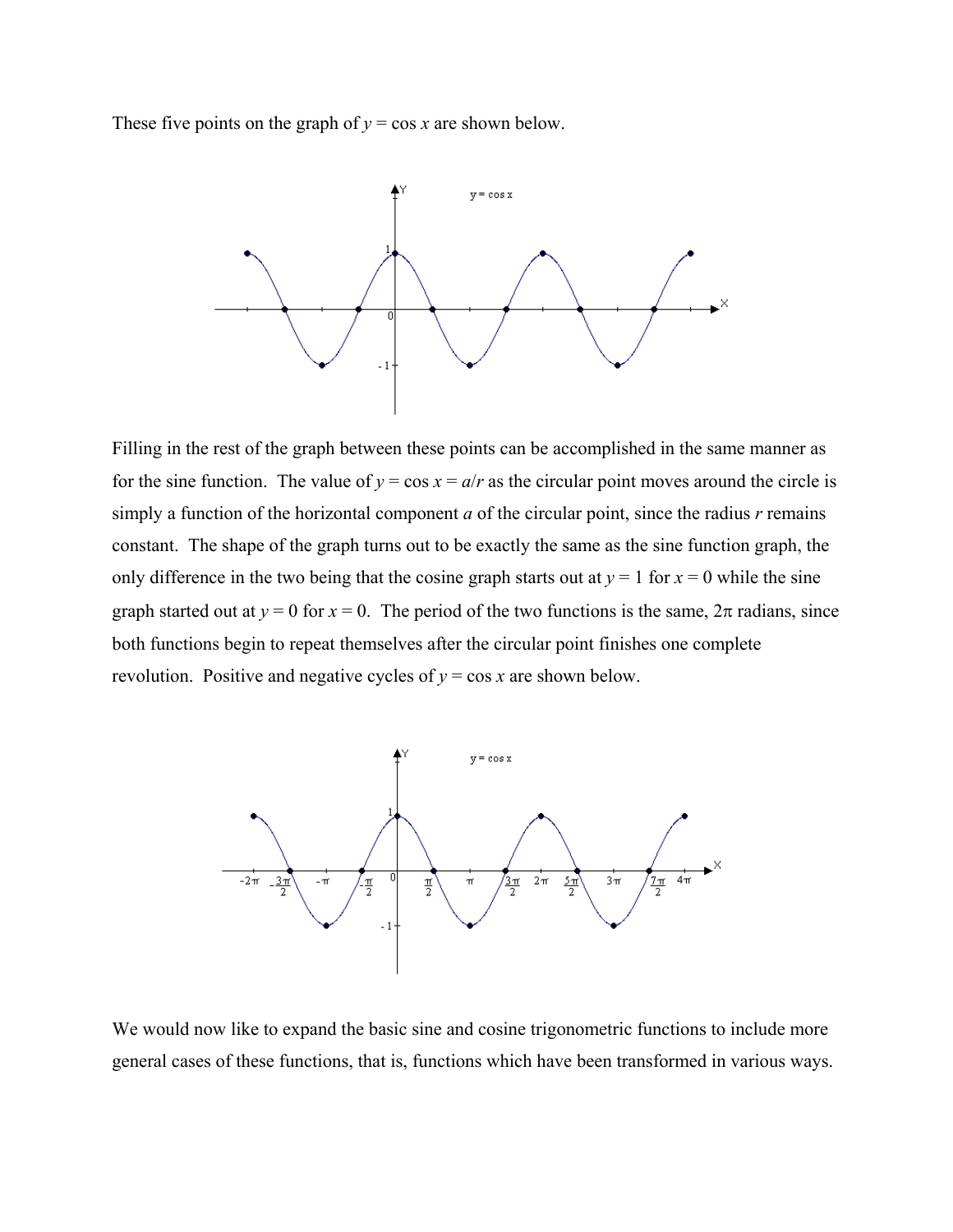These five points on the graph of $y = \cos x$ are shown below.

Filling in the rest of the graph between these points can be accomplished in the same manner as for the sine function. The value of $y = \cos x = a/r$ as the circular point moves around the circle is simply a function of the horizontal component $a$ of the circular point, since the radius $r$ remains constant. The shape of the graph turns out to be exactly the same as the sine function graph, the only difference in the two being that the cosine graph starts out at $y = 1$ for $x = 0$ while the sine graph started out at $y = 0$ for $x = 0$. The period of the two functions is the same, $2\pi$ radians, since both functions begin to repeat themselves after the circular point finishes one complete revolution. Positive and negative cycles of $y = \cos x$ are shown below.

We would now like to expand the basic sine and cosine trigonometric functions to include more general cases of these functions, that is, functions which have been transformed in various ways.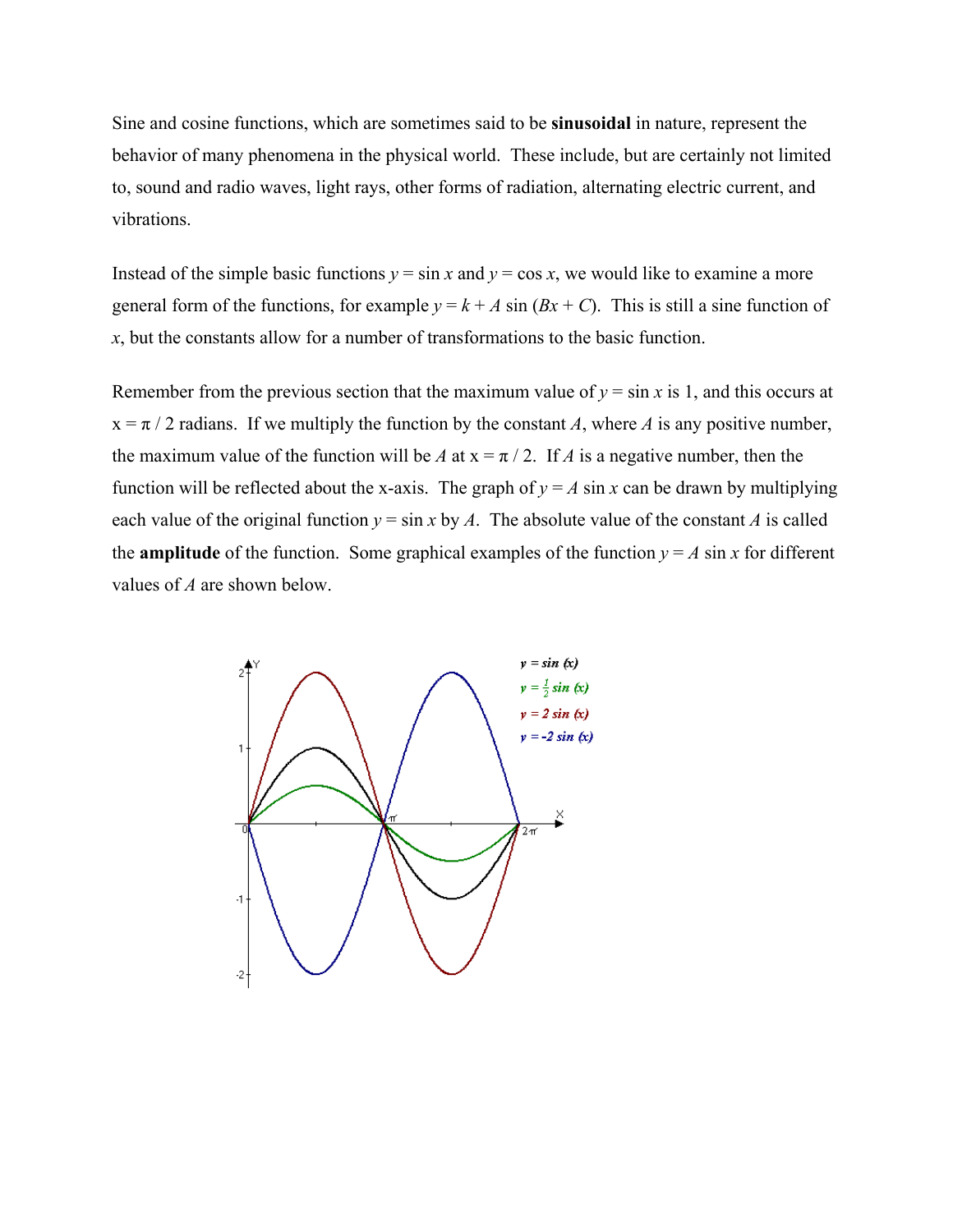Sine and cosine functions, which are sometimes said to be **sinusoidal** in nature, represent the behavior of many phenomena in the physical world. These include, but are certainly not limited to, sound and radio waves, light rays, other forms of radiation, alternating electric current, and vibrations.

Instead of the simple basic functions $y = \sin x$ and $y = \cos x$, we would like to examine a more general form of the functions, for example $y = k + A \sin (Bx + C)$. This is still a sine function of $x$, but the constants allow for a number of transformations to the basic function.

Remember from the previous section that the maximum value of $y = \sin x$ is 1, and this occurs at $x = \pi / 2$ radians. If we multiply the function by the constant $A$, where $A$ is any positive number, the maximum value of the function will be $A$ at $x = \pi / 2$. If $A$ is a negative number, then the function will be reflected about the x-axis. The graph of $y = A \sin x$ can be drawn by multiplying each value of the original function $y = \sin x$ by $A$. The absolute value of the constant $A$ is called the **amplitude** of the function. Some graphical examples of the function $y = A \sin x$ for different values of $A$ are shown below.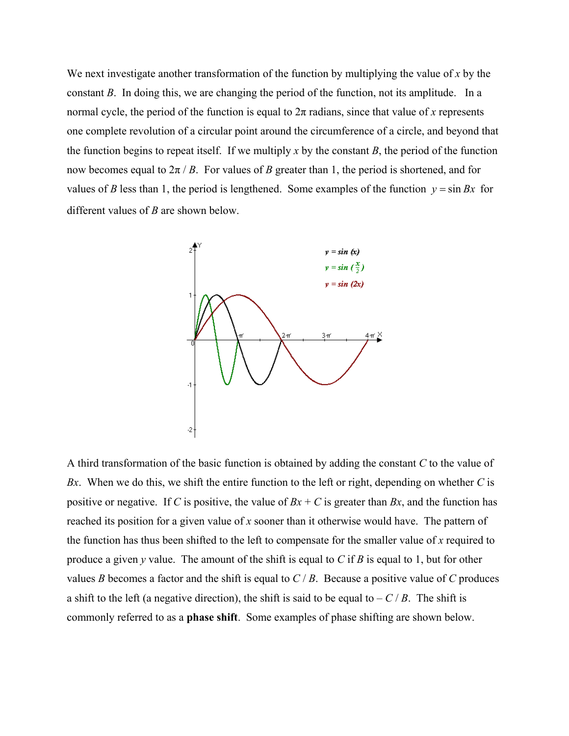We next investigate another transformation of the function by multiplying the value of $x$ by the constant $B$. In doing this, we are changing the period of the function, not its amplitude. In a normal cycle, the period of the function is equal to $2\pi$ radians, since that value of $x$ represents one complete revolution of a circular point around the circumference of a circle, and beyond that the function begins to repeat itself. If we multiply $x$ by the constant $B$, the period of the function now becomes equal to $2\pi / B$. For values of $B$ greater than 1, the period is shortened, and for values of $B$ less than 1, the period is lengthened. Some examples of the function $y = \sin Bx$ for different values of $B$ are shown below.

A third transformation of the basic function is obtained by adding the constant $C$ to the value of $Bx$. When we do this, we shift the entire function to the left or right, depending on whether $C$ is positive or negative. If $C$ is positive, the value of $Bx + C$ is greater than $Bx$, and the function has reached its position for a given value of $x$ sooner than it otherwise would have. The pattern of the function has thus been shifted to the left to compensate for the smaller value of $x$ required to produce a given $y$ value. The amount of the shift is equal to $C$ if $B$ is equal to 1, but for other values $B$ becomes a factor and the shift is equal to $C / B$. Because a positive value of $C$ produces a shift to the left (a negative direction), the shift is said to be equal to $-C / B$. The shift is commonly referred to as a **phase shift**. Some examples of phase shifting are shown below.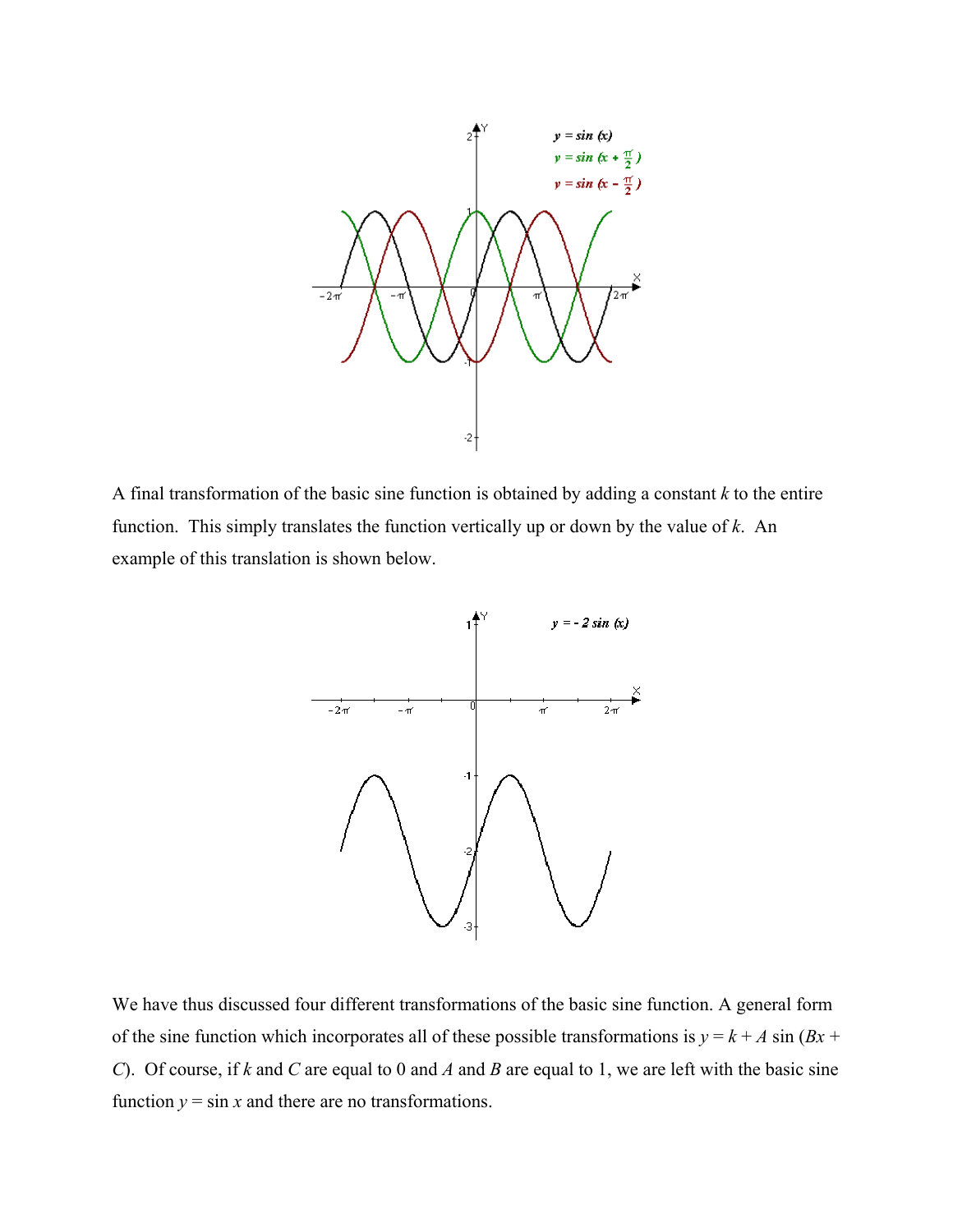A final transformation of the basic sine function is obtained by adding a constant $k$ to the entire function. This simply translates the function vertically up or down by the value of $k$. An example of this translation is shown below.

We have thus discussed four different transformations of the basic sine function. A general form of the sine function which incorporates all of these possible transformations is $y = k + A \sin(Bx + C)$. Of course, if $k$ and $C$ are equal to 0 and $A$ and $B$ are equal to 1, we are left with the basic sine function $y = \sin x$ and there are no transformations.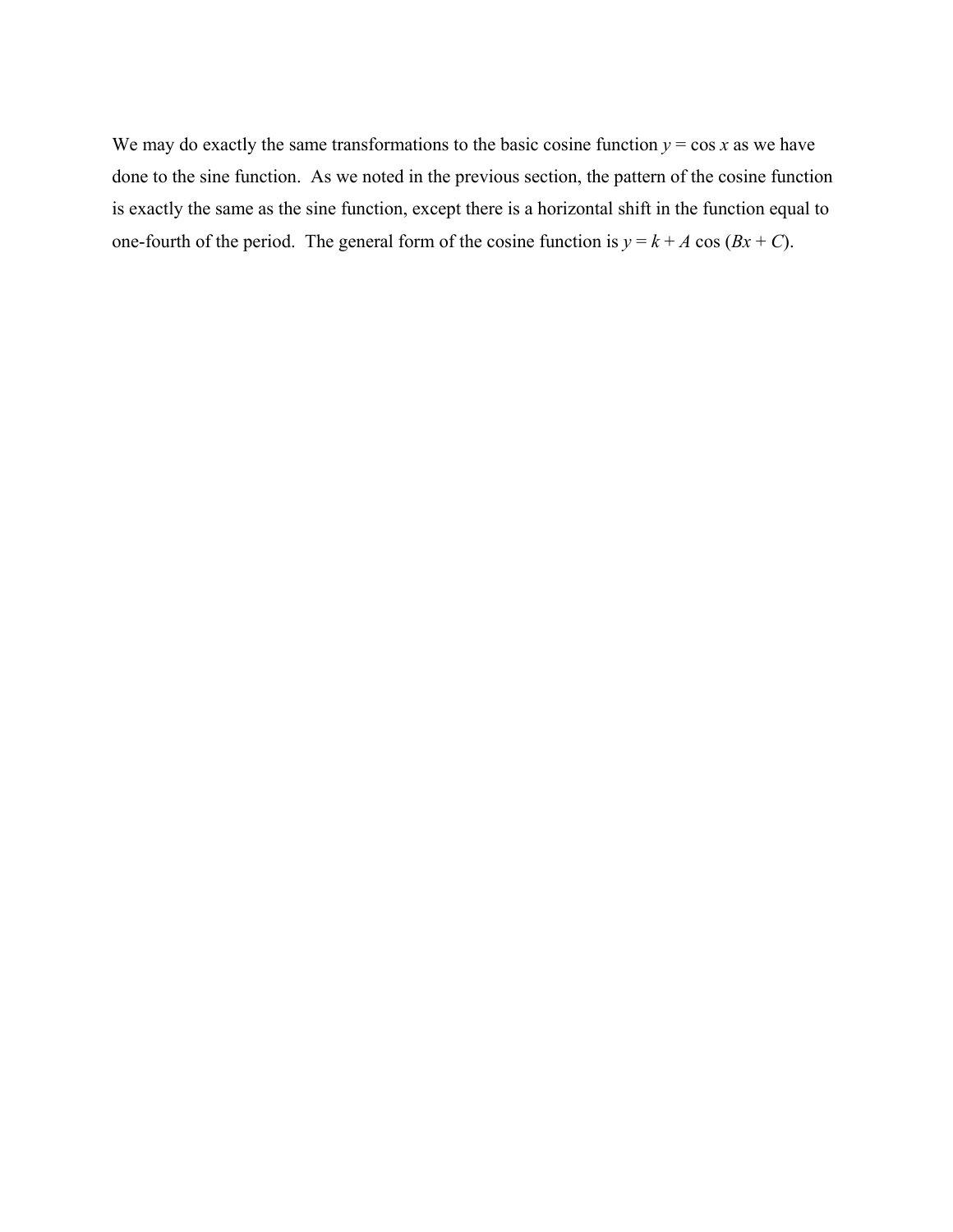We may do exactly the same transformations to the basic cosine function $y = \cos x$ as we have done to the sine function. As we noted in the previous section, the pattern of the cosine function is exactly the same as the sine function, except there is a horizontal shift in the function equal to one-fourth of the period. The general form of the cosine function is $y = k + A \cos (Bx + C)$.